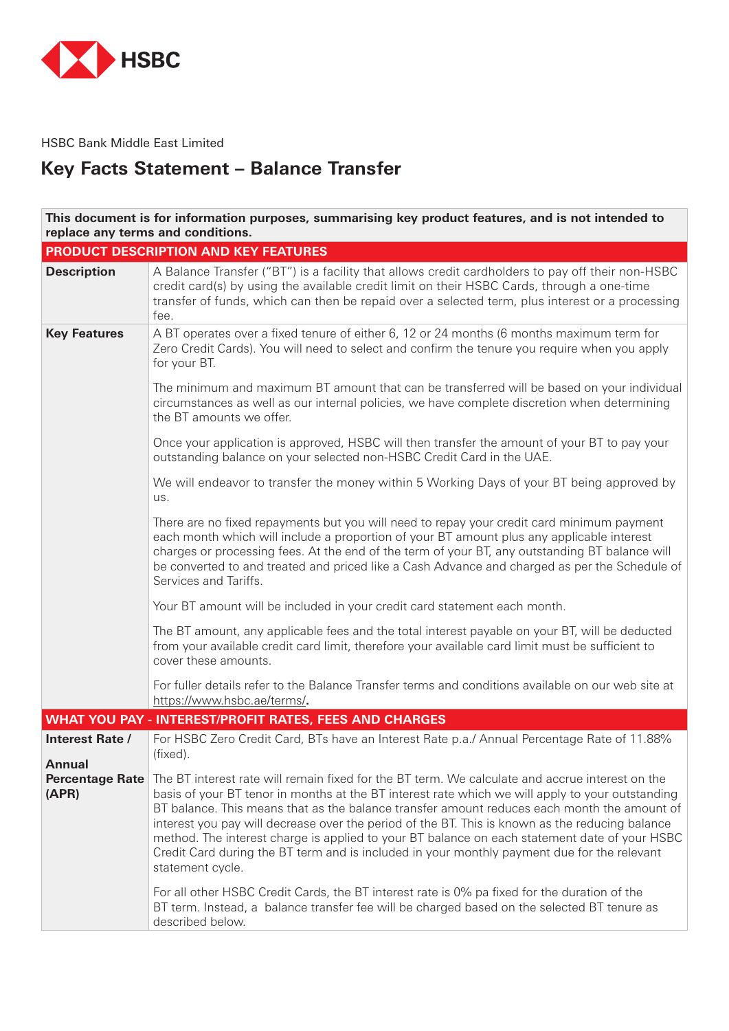HSBC

HSBC Bank Middle East Limited

# Key Facts Statement – Balance Transfer

| **This document is for information purposes, summarising key product features, and is not intended to replace any terms and conditions.** | |
|---|---|
| **PRODUCT DESCRIPTION AND KEY FEATURES** | |
| **Description** | A Balance Transfer ("BT") is a facility that allows credit cardholders to pay off their non-HSBC credit card(s) by using the available credit limit on their HSBC Cards, through a one-time transfer of funds, which can then be repaid over a selected term, plus interest or a processing fee. |
| **Key Features** | A BT operates over a fixed tenure of either 6, 12 or 24 months (6 months maximum term for Zero Credit Cards). You will need to select and confirm the tenure you require when you apply for your BT.<br><br>The minimum and maximum BT amount that can be transferred will be based on your individual circumstances as well as our internal policies, we have complete discretion when determining the BT amounts we offer.<br><br>Once your application is approved, HSBC will then transfer the amount of your BT to pay your outstanding balance on your selected non-HSBC Credit Card in the UAE.<br><br>We will endeavor to transfer the money within 5 Working Days of your BT being approved by us.<br><br>There are no fixed repayments but you will need to repay your credit card minimum payment each month which will include a proportion of your BT amount plus any applicable interest charges or processing fees. At the end of the term of your BT, any outstanding BT balance will be converted to and treated and priced like a Cash Advance and charged as per the Schedule of Services and Tariffs.<br><br>Your BT amount will be included in your credit card statement each month.<br><br>The BT amount, any applicable fees and the total interest payable on your BT, will be deducted from your available credit card limit, therefore your available card limit must be sufficient to cover these amounts.<br><br>For fuller details refer to the Balance Transfer terms and conditions available on our web site at https://www.hsbc.ae/terms/**.** |
| **WHAT YOU PAY - INTEREST/PROFIT RATES, FEES AND CHARGES** | |
| **Interest Rate / Annual Percentage Rate (APR)** | For HSBC Zero Credit Card, BTs have an Interest Rate p.a./ Annual Percentage Rate of 11.88% (fixed).<br><br>The BT interest rate will remain fixed for the BT term. We calculate and accrue interest on the basis of your BT tenor in months at the BT interest rate which we will apply to your outstanding BT balance. This means that as the balance transfer amount reduces each month the amount of interest you pay will decrease over the period of the BT. This is known as the reducing balance method. The interest charge is applied to your BT balance on each statement date of your HSBC Credit Card during the BT term and is included in your monthly payment due for the relevant statement cycle.<br><br>For all other HSBC Credit Cards, the BT interest rate is 0% pa fixed for the duration of the BT term. Instead, a balance transfer fee will be charged based on the selected BT tenure as described below. |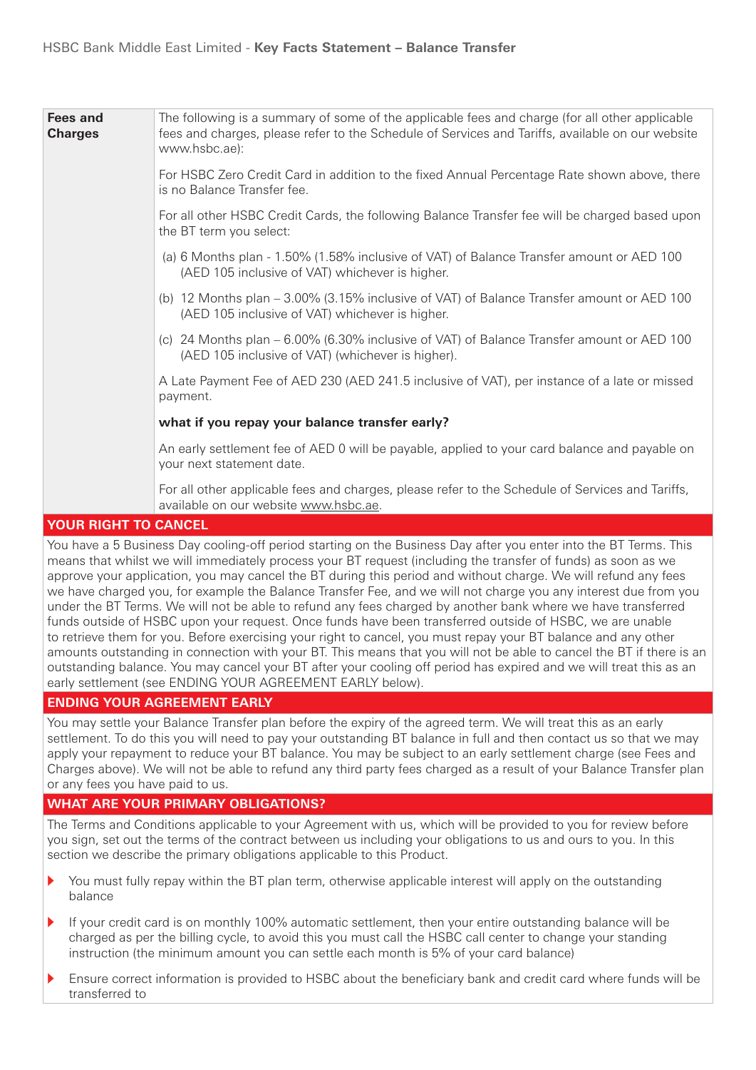| Fees and Charges | The following is a summary of some of the applicable fees and charge (for all other applicable fees and charges, please refer to the Schedule of Services and Tariffs, available on our website www.hsbc.ae):<br><br>For HSBC Zero Credit Card in addition to the fixed Annual Percentage Rate shown above, there is no Balance Transfer fee.<br><br>For all other HSBC Credit Cards, the following Balance Transfer fee will be charged based upon the BT term you select:<br><br>(a) 6 Months plan - 1.50% (1.58% inclusive of VAT) of Balance Transfer amount or AED 100 (AED 105 inclusive of VAT) whichever is higher.<br><br>(b) 12 Months plan – 3.00% (3.15% inclusive of VAT) of Balance Transfer amount or AED 100 (AED 105 inclusive of VAT) whichever is higher.<br><br>(c) 24 Months plan – 6.00% (6.30% inclusive of VAT) of Balance Transfer amount or AED 100 (AED 105 inclusive of VAT) (whichever is higher).<br><br>A Late Payment Fee of AED 230 (AED 241.5 inclusive of VAT), per instance of a late or missed payment.<br><br>**what if you repay your balance transfer early?**<br><br>An early settlement fee of AED 0 will be payable, applied to your card balance and payable on your next statement date.<br><br>For all other applicable fees and charges, please refer to the Schedule of Services and Tariffs, available on our website www.hsbc.ae. |
|---|---|

## YOUR RIGHT TO CANCEL

You have a 5 Business Day cooling-off period starting on the Business Day after you enter into the BT Terms. This means that whilst we will immediately process your BT request (including the transfer of funds) as soon as we approve your application, you may cancel the BT during this period and without charge. We will refund any fees we have charged you, for example the Balance Transfer Fee, and we will not charge you any interest due from you under the BT Terms. We will not be able to refund any fees charged by another bank where we have transferred funds outside of HSBC upon your request. Once funds have been transferred outside of HSBC, we are unable to retrieve them for you. Before exercising your right to cancel, you must repay your BT balance and any other amounts outstanding in connection with your BT. This means that you will not be able to cancel the BT if there is an outstanding balance. You may cancel your BT after your cooling off period has expired and we will treat this as an early settlement (see ENDING YOUR AGREEMENT EARLY below).

## ENDING YOUR AGREEMENT EARLY

You may settle your Balance Transfer plan before the expiry of the agreed term. We will treat this as an early settlement. To do this you will need to pay your outstanding BT balance in full and then contact us so that we may apply your repayment to reduce your BT balance. You may be subject to an early settlement charge (see Fees and Charges above). We will not be able to refund any third party fees charged as a result of your Balance Transfer plan or any fees you have paid to us.

## WHAT ARE YOUR PRIMARY OBLIGATIONS?

The Terms and Conditions applicable to your Agreement with us, which will be provided to you for review before you sign, set out the terms of the contract between us including your obligations to us and ours to you. In this section we describe the primary obligations applicable to this Product.

- You must fully repay within the BT plan term, otherwise applicable interest will apply on the outstanding balance
- If your credit card is on monthly 100% automatic settlement, then your entire outstanding balance will be charged as per the billing cycle, to avoid this you must call the HSBC call center to change your standing instruction (the minimum amount you can settle each month is 5% of your card balance)
- Ensure correct information is provided to HSBC about the beneficiary bank and credit card where funds will be transferred to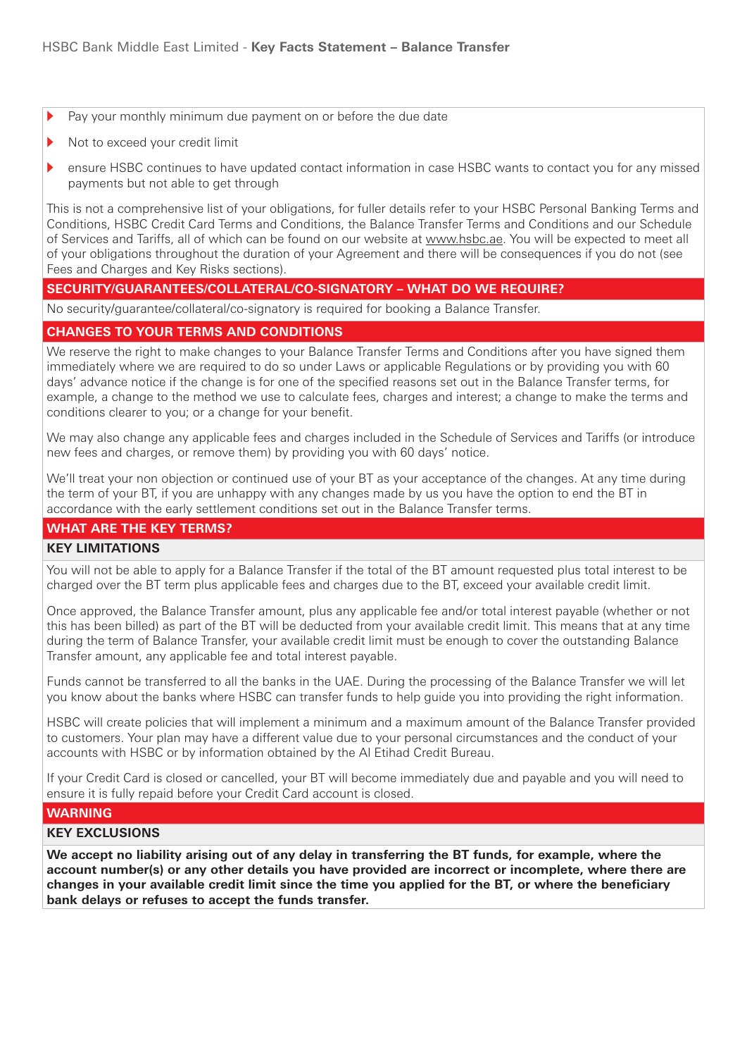- Pay your monthly minimum due payment on or before the due date
- Not to exceed your credit limit
- ensure HSBC continues to have updated contact information in case HSBC wants to contact you for any missed payments but not able to get through

This is not a comprehensive list of your obligations, for fuller details refer to your HSBC Personal Banking Terms and Conditions, HSBC Credit Card Terms and Conditions, the Balance Transfer Terms and Conditions and our Schedule of Services and Tariffs, all of which can be found on our website at www.hsbc.ae. You will be expected to meet all of your obligations throughout the duration of your Agreement and there will be consequences if you do not (see Fees and Charges and Key Risks sections).

## SECURITY/GUARANTEES/COLLATERAL/CO-SIGNATORY – WHAT DO WE REQUIRE?

No security/guarantee/collateral/co-signatory is required for booking a Balance Transfer.

## CHANGES TO YOUR TERMS AND CONDITIONS

We reserve the right to make changes to your Balance Transfer Terms and Conditions after you have signed them immediately where we are required to do so under Laws or applicable Regulations or by providing you with 60 days' advance notice if the change is for one of the specified reasons set out in the Balance Transfer terms, for example, a change to the method we use to calculate fees, charges and interest; a change to make the terms and conditions clearer to you; or a change for your benefit.

We may also change any applicable fees and charges included in the Schedule of Services and Tariffs (or introduce new fees and charges, or remove them) by providing you with 60 days' notice.

We'll treat your non objection or continued use of your BT as your acceptance of the changes. At any time during the term of your BT, if you are unhappy with any changes made by us you have the option to end the BT in accordance with the early settlement conditions set out in the Balance Transfer terms.

## WHAT ARE THE KEY TERMS?

### KEY LIMITATIONS

You will not be able to apply for a Balance Transfer if the total of the BT amount requested plus total interest to be charged over the BT term plus applicable fees and charges due to the BT, exceed your available credit limit.

Once approved, the Balance Transfer amount, plus any applicable fee and/or total interest payable (whether or not this has been billed) as part of the BT will be deducted from your available credit limit. This means that at any time during the term of Balance Transfer, your available credit limit must be enough to cover the outstanding Balance Transfer amount, any applicable fee and total interest payable.

Funds cannot be transferred to all the banks in the UAE. During the processing of the Balance Transfer we will let you know about the banks where HSBC can transfer funds to help guide you into providing the right information.

HSBC will create policies that will implement a minimum and a maximum amount of the Balance Transfer provided to customers. Your plan may have a different value due to your personal circumstances and the conduct of your accounts with HSBC or by information obtained by the Al Etihad Credit Bureau.

If your Credit Card is closed or cancelled, your BT will become immediately due and payable and you will need to ensure it is fully repaid before your Credit Card account is closed.

## WARNING

### KEY EXCLUSIONS

**We accept no liability arising out of any delay in transferring the BT funds, for example, where the account number(s) or any other details you have provided are incorrect or incomplete, where there are changes in your available credit limit since the time you applied for the BT, or where the beneficiary bank delays or refuses to accept the funds transfer.**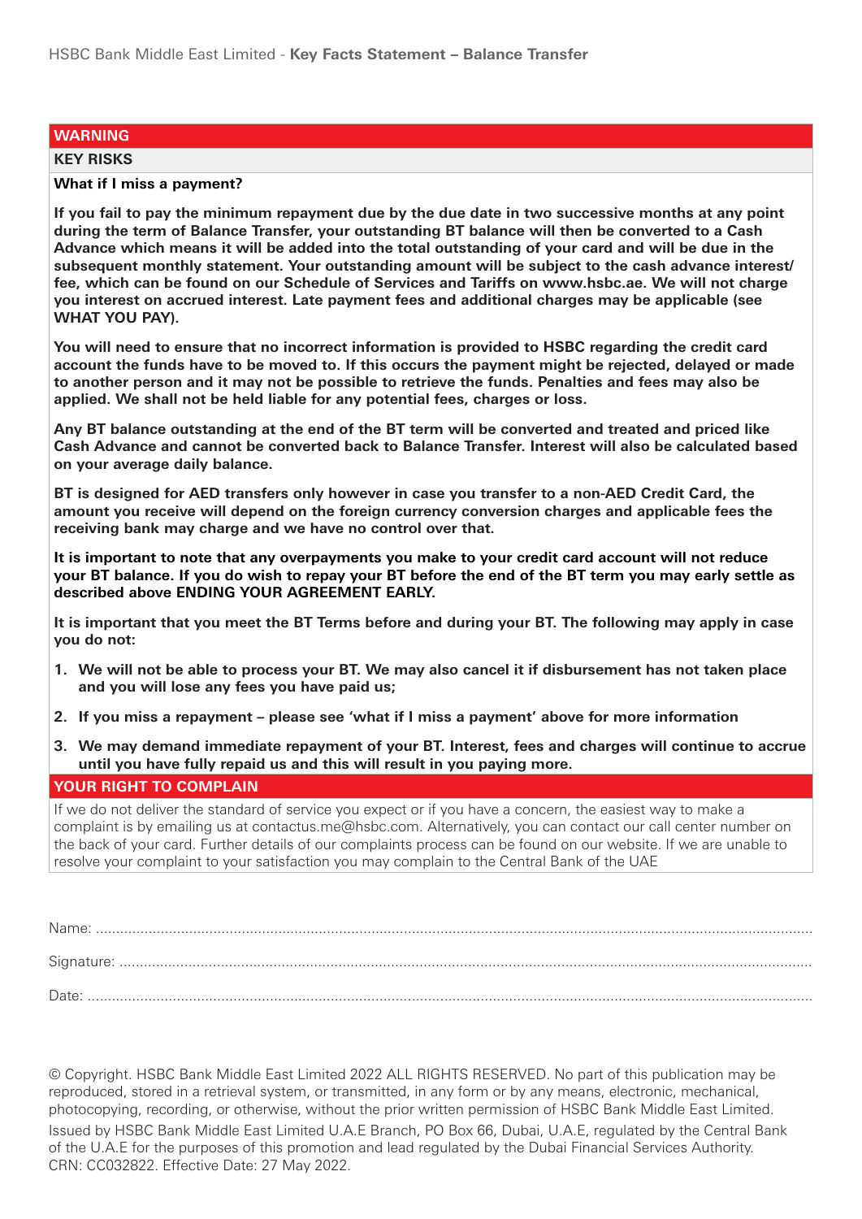## WARNING

### KEY RISKS

**What if I miss a payment?**

**If you fail to pay the minimum repayment due by the due date in two successive months at any point during the term of Balance Transfer, your outstanding BT balance will then be converted to a Cash Advance which means it will be added into the total outstanding of your card and will be due in the subsequent monthly statement. Your outstanding amount will be subject to the cash advance interest/ fee, which can be found on our Schedule of Services and Tariffs on www.hsbc.ae. We will not charge you interest on accrued interest. Late payment fees and additional charges may be applicable (see WHAT YOU PAY).**

**You will need to ensure that no incorrect information is provided to HSBC regarding the credit card account the funds have to be moved to. If this occurs the payment might be rejected, delayed or made to another person and it may not be possible to retrieve the funds. Penalties and fees may also be applied. We shall not be held liable for any potential fees, charges or loss.**

**Any BT balance outstanding at the end of the BT term will be converted and treated and priced like Cash Advance and cannot be converted back to Balance Transfer. Interest will also be calculated based on your average daily balance.**

**BT is designed for AED transfers only however in case you transfer to a non-AED Credit Card, the amount you receive will depend on the foreign currency conversion charges and applicable fees the receiving bank may charge and we have no control over that.**

**It is important to note that any overpayments you make to your credit card account will not reduce your BT balance. If you do wish to repay your BT before the end of the BT term you may early settle as described above ENDING YOUR AGREEMENT EARLY.**

**It is important that you meet the BT Terms before and during your BT. The following may apply in case you do not:**

1. **We will not be able to process your BT. We may also cancel it if disbursement has not taken place and you will lose any fees you have paid us;**
2. **If you miss a repayment – please see 'what if I miss a payment' above for more information**
3. **We may demand immediate repayment of your BT. Interest, fees and charges will continue to accrue until you have fully repaid us and this will result in you paying more.**

## YOUR RIGHT TO COMPLAIN

If we do not deliver the standard of service you expect or if you have a concern, the easiest way to make a complaint is by emailing us at contactus.me@hsbc.com. Alternatively, you can contact our call center number on the back of your card. Further details of our complaints process can be found on our website. If we are unable to resolve your complaint to your satisfaction you may complain to the Central Bank of the UAE

Name: ..................................................

Signature: ..................................................

Date: ..................................................

© Copyright. HSBC Bank Middle East Limited 2022 ALL RIGHTS RESERVED. No part of this publication may be reproduced, stored in a retrieval system, or transmitted, in any form or by any means, electronic, mechanical, photocopying, recording, or otherwise, without the prior written permission of HSBC Bank Middle East Limited.
Issued by HSBC Bank Middle East Limited U.A.E Branch, PO Box 66, Dubai, U.A.E, regulated by the Central Bank of the U.A.E for the purposes of this promotion and lead regulated by the Dubai Financial Services Authority. CRN: CC032822. Effective Date: 27 May 2022.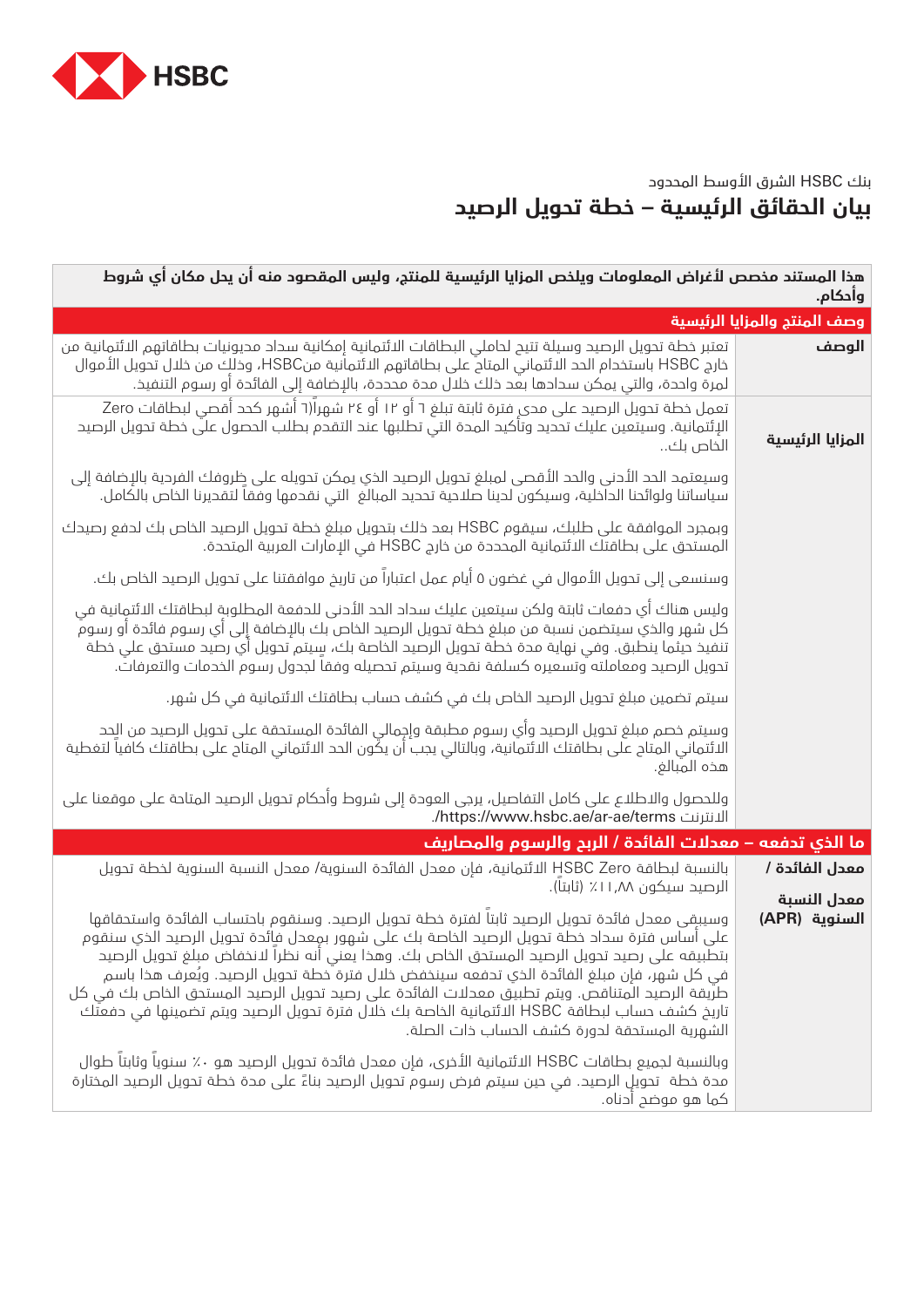بنك HSBC الشرق الأوسط المحدود

# بيان الحقائق الرئيسية – خطة تحويل الرصيد

| هذا المستند مخصص لأغراض المعلومات ويلخص المزايا الرئيسية للمنتج، وليس المقصود منه أن يحل مكان أي شروط وأحكام. | |
|---|---|
| **وصف المنتج والمزايا الرئيسية** | |
| **الوصف** | تعتبر خطة تحويل الرصيد وسيلة تتيح لحاملي البطاقات الائتمانية إمكانية سداد مديونيات بطاقاتهم الائتمانية من خارج HSBC باستخدام الحد الائتماني المتاح على بطاقاتهم الائتمانية منHSBC، وذلك من خلال تحويل الأموال لمرة واحدة، والتي يمكن سدادها بعد ذلك خلال مدة محددة، بالإضافة إلى الفائدة أو رسوم التنفيذ. |
| **المزايا الرئيسية** | تعمل خطة تحويل الرصيد على مدى فترة ثابتة تبلغ ٦ أو ١٢ أو ٢٤ شهراً(٦ أشهر كحد أقصى لبطاقات Zero الإئتمانية. وسيتعين عليك تحديد وتأكيد المدة التي تطلبها عند التقدم بطلب الحصول على خطة تحويل الرصيد الخاص بك..<br><br>وسيعتمد الحد الأدنى والحد الأقصى لمبلغ تحويل الرصيد الذي يمكن تحويله على ظروفك الفردية بالإضافة إلى سياساتنا ولوائحنا الداخلية، وسيكون لدينا صلاحية تحديد المبالغ التي نقدمها وفقاً لتقديرنا الخاص بالكامل.<br><br>وبمجرد الموافقة على طلبك، سيقوم HSBC بعد ذلك بتحويل مبلغ خطة تحويل الرصيد الخاص بك لدفع رصيدك المستحق على بطاقتك الائتمانية المحددة من خارج HSBC في الإمارات العربية المتحدة.<br><br>وسنسعى إلى تحويل الأموال في غضون ٥ أيام عمل اعتباراً من تاريخ موافقتنا على تحويل الرصيد الخاص بك.<br><br>وليس هناك أي دفعات ثابتة ولكن سيتعين عليك سداد الحد الأدنى للدفعة المطلوبة لبطاقتك الائتمانية في كل شهر والذي سيتضمن نسبة من مبلغ خطة تحويل الرصيد الخاص بك بالإضافة إلى أي رسوم فائدة أو رسوم تنفيذ حيثما ينطبق. وفي نهاية مدة خطة تحويل الرصيد الخاصة بك، سيتم تحويل أي رصيد مستحق على خطة تحويل الرصيد ومعاملته وتسعيره كسلفة نقدية وسيتم تحصيله وفقاً لجدول رسوم الخدمات والتعرفات.<br><br>سيتم تضمين مبلغ تحويل الرصيد الخاص بك في كشف حساب بطاقتك الائتمانية في كل شهر.<br><br>وسيتم خصم مبلغ تحويل الرصيد وأي رسوم مطبقة وإجمالي الفائدة المستحقة على تحويل الرصيد من الحد الائتماني المتاح على بطاقتك الائتمانية، وبالتالي يجب أن يكون الحد الائتماني المتاح على بطاقتك كافياً لتغطية هذه المبالغ.<br><br>وللحصول والاطلاع على كامل التفاصيل، يرجى العودة إلى شروط وأحكام تحويل الرصيد المتاحة على موقعنا على الانترنت https://www.hsbc.ae/ar-ae/terms/. |
| **ما الذي تدفعه – معدلات الفائدة / الربح والرسوم والمصاريف** | |
| **معدل الفائدة / معدل النسبة السنوية (APR)** | بالنسبة لبطاقة HSBC Zero الائتمانية، فإن معدل الفائدة السنوية/ معدل النسبة السنوية لخطة تحويل الرصيد سيكون ١١،٨٨٪ (ثابتاً).<br><br>وسيبقى معدل فائدة تحويل الرصيد ثابتاً لفترة خطة تحويل الرصيد. وسنقوم باحتساب الفائدة واستحقاقها على أساس فترة سداد خطة تحويل الرصيد الخاصة بك على شهور بمعدل فائدة تحويل الرصيد الذي سنقوم بتطبيقه على رصيد تحويل الرصيد المستحق الخاص بك. وهذا يعني أنه نظراً لانخفاض مبلغ تحويل الرصيد في كل شهر، فإن مبلغ الفائدة الذي تدفعه سينخفض خلال فترة خطة تحويل الرصيد. ويُعرف هذا باسم طريقة الرصيد المتناقص. ويتم تطبيق معدلات الفائدة على رصيد تحويل الرصيد المستحق الخاص بك في كل تاريخ كشف حساب لبطاقة HSBC الائتمانية الخاصة بك خلال فترة تحويل الرصيد ويتم تضمينها في دفعتك الشهرية المستحقة لدورة كشف الحساب ذات الصلة.<br><br>وبالنسبة لجميع بطاقات HSBC الائتمانية الأخرى، فإن معدل فائدة تحويل الرصيد هو ٠٪ سنوياً وثابتاً طوال مدة خطة تحويل الرصيد. في حين سيتم فرض رسوم تحويل الرصيد بناءً على مدة خطة تحويل الرصيد المختارة كما هو موضح أدناه. |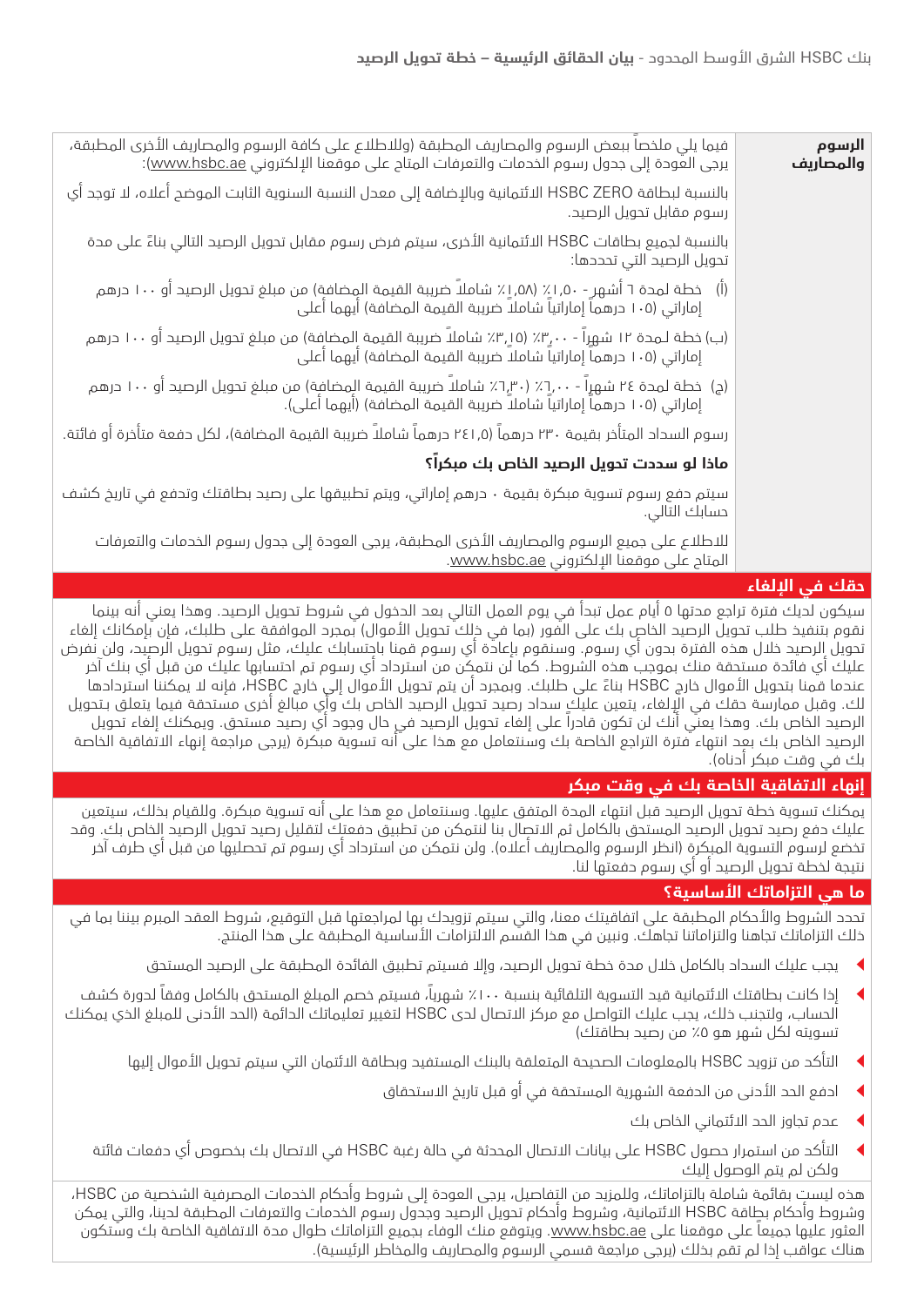| **الرسوم والمصاريف** | فيما يلي ملخصاً ببعض الرسوم والمصاريف المطبقة (وللاطلاع على كافة الرسوم والمصاريف الأخرى المطبقة، يرجى العودة إلى جدول رسوم الخدمات والتعرفات المتاح على موقعنا الإلكتروني www.hsbc.ae):<br><br>بالنسبة لبطاقة HSBC ZERO الائتمانية وبالإضافة إلى معدل النسبة السنوية الثابت الموضح أعلاه، لا توجد أي رسوم مقابل تحويل الرصيد.<br><br>بالنسبة لجميع بطاقات HSBC الائتمانية الأخرى، سيتم فرض رسوم مقابل تحويل الرصيد التالي بناءً على مدة تحويل الرصيد التي تحددها:<br><br>(أ) خطة لمدة ٦ أشهر - ١٫٥٠٪ (١٫٥٨٪ شاملاً ضريبة القيمة المضافة) من مبلغ تحويل الرصيد أو ١٠٠ درهم إماراتي (١٠٥ درهماً إماراتياً شاملاً ضريبة القيمة المضافة) أيهما أعلى<br><br>(ب) خطة لمدة ١٢ شهراً - ٣٫٠٠٪ (٣٫١٥٪ شاملاً ضريبة القيمة المضافة) من مبلغ تحويل الرصيد أو ١٠٠ درهم إماراتي (١٠٥ درهماً إماراتياً شاملاً ضريبة القيمة المضافة) أيهما أعلى<br><br>(ج) خطة لمدة ٢٤ شهراً - ٦٫٠٠٪ (٦٫٣٠٪ شاملاً ضريبة القيمة المضافة) من مبلغ تحويل الرصيد أو ١٠٠ درهم إماراتي (١٠٥ درهماً إماراتياً شاملاً ضريبة القيمة المضافة) (أيهما أعلى).<br><br>رسوم السداد المتأخر بقيمة ٢٣٠ درهماً (٢٤١٫٥ درهماً شاملاً ضريبة القيمة المضافة)، لكل دفعة متأخرة أو فائتة.<br><br>**ماذا لو سددت تحويل الرصيد الخاص بك مبكراً؟**<br><br>سيتم دفع رسوم تسوية مبكرة بقيمة ٠ درهم إماراتي، ويتم تطبيقها على رصيد بطاقتك وتدفع في تاريخ كشف حسابك التالي.<br><br>للاطلاع على جميع الرسوم والمصاريف الأخرى المطبقة، يرجى العودة إلى جدول رسوم الخدمات والتعرفات المتاح على موقعنا الإلكتروني www.hsbc.ae. |
|---|---|

## حقك في الإلغاء

سيكون لديك فترة تراجع مدتها ٥ أيام عمل تبدأ في يوم العمل التالي بعد الدخول في شروط تحويل الرصيد. وهذا يعني أنه بينما نقوم بتنفيذ طلب تحويل الرصيد الخاص بك على الفور (بما في ذلك تحويل الأموال) بمجرد الموافقة على طلبك، فإن بإمكانك إلغاء تحويل الرصيد خلال هذه الفترة بدون أي رسوم. وسنقوم بإعادة أي رسوم قمنا باحتسابها عليك، مثل رسوم تحويل الرصيد، ولن نفرض عليك أي فائدة مستحقة منك بموجب هذه الشروط. كما لن نتمكن من استرداد أي رسوم تم احتسابها عليك من قبل أي بنك آخر عندما قمنا بتحويل الأموال خارج HSBC بناءً على طلبك. وبمجرد أن يتم تحويل الأموال إلى خارج HSBC، فإنه لا يمكننا استردادها لك. وقبل ممارسة حقك في الإلغاء، يتعين عليك سداد رصيد تحويل الرصيد الخاص بك وأي مبالغ أخرى مستحقة فيما يتعلق بتحويل الرصيد الخاص بك. وهذا يعني أنك لن تكون قادراً على إلغاء تحويل الرصيد في حال وجود أي رصيد مستحق. ويمكنك إلغاء تحويل الرصيد الخاص بك بعد انتهاء فترة التراجع الخاصة بك وسنتعامل مع هذا على أنه تسوية مبكرة (يرجى مراجعة إنهاء الاتفاقية الخاصة بك في وقت مبكر أدناه).

## إنهاء الاتفاقية الخاصة بك في وقت مبكر

يمكنك تسوية خطة تحويل الرصيد قبل انتهاء المدة المتفق عليها. وسنتعامل مع هذا على أنه تسوية مبكرة. وللقيام بذلك، سيتعين عليك دفع رصيد تحويل الرصيد المستحق بالكامل ثم الاتصال بنا لنتمكن من تطبيق دفعتك لتقليل رصيد تحويل الرصيد الخاص بك. وقد تخضع لرسوم التسوية المبكرة (انظر الرسوم والمصاريف أعلاه). ولن نتمكن من استرداد أي رسوم تم تحصيلها من قبل أي طرف آخر نتيجة لخطة تحويل الرصيد أو أي رسوم دفعتها لنا.

## ما هي التزاماتك الأساسية؟

تحدد الشروط والأحكام المطبقة على اتفاقيتك معنا، والتي سيتم تزويدك بها لمراجعتها قبل التوقيع، شروط العقد المبرم بيننا بما في ذلك التزاماتك تجاهنا والتزاماتنا تجاهك. ونبين في هذا القسم الالتزامات الأساسية المطبقة على هذا المنتج.

- يجب عليك السداد بالكامل خلال مدة خطة تحويل الرصيد، وإلا فسيتم تطبيق الفائدة المطبقة على الرصيد المستحق
- إذا كانت بطاقتك الائتمانية قيد التسوية التلقائية بنسبة ١٠٠٪ شهرياً، فسيتم خصم المبلغ المستحق بالكامل وفقاً لدورة كشف الحساب، ولتجنب ذلك، يجب عليك التواصل مع مركز الاتصال لدى HSBC لتغيير تعليماتك الدائمة (الحد الأدنى للمبلغ الذي يمكنك تسويته لكل شهر هو ٥٪ من رصيد بطاقتك)
- التأكد من تزويد HSBC بالمعلومات الصحيحة المتعلقة بالبنك المستفيد وبطاقة الائتمان التي سيتم تحويل الأموال إليها
- ادفع الحد الأدنى من الدفعة الشهرية المستحقة في أو قبل تاريخ الاستحقاق
- عدم تجاوز الحد الائتماني الخاص بك
- التأكد من استمرار حصول HSBC على بيانات الاتصال المحدثة في حالة رغبة HSBC في الاتصال بك بخصوص أي دفعات فائتة ولكن لم يتم الوصول إليك

هذه ليست بقائمة شاملة بالتزاماتك، وللمزيد من التفاصيل، يرجى العودة إلى شروط وأحكام الخدمات المصرفية الشخصية من HSBC، وشروط وأحكام بطاقة HSBC الائتمانية، وشروط وأحكام تحويل الرصيد وجدول رسوم الخدمات والتعرفات المطبقة لدينا، والتي يمكن العثور عليها جميعاً على موقعنا على www.hsbc.ae. ويتوقع منك الوفاء بجميع التزاماتك طوال مدة الاتفاقية الخاصة بك وستكون هناك عواقب إذا لم تقم بذلك (يرجى مراجعة قسمي الرسوم والمصاريف والمخاطر الرئيسية).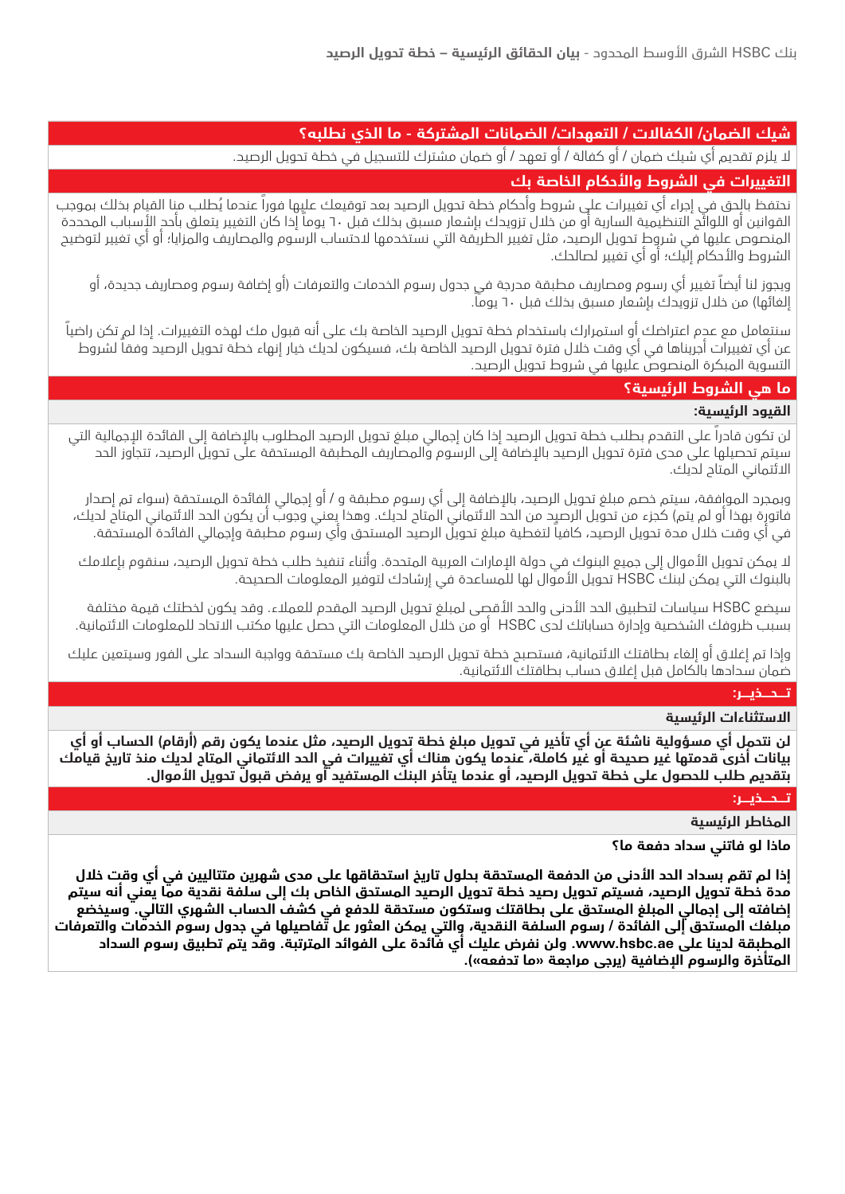## شيك الضمان/ الكفالات / التعهدات/ الضمانات المشتركة - ما الذي نطلبه؟

لا يلزم تقديم أي شيك ضمان / أو كفالة / أو تعهد / أو ضمان مشترك للتسجيل في خطة تحويل الرصيد.

## التغييرات في الشروط والأحكام الخاصة بك

نحتفظ بالحق في إجراء أي تغييرات على شروط وأحكام خطة تحويل الرصيد بعد توقيعك عليها فوراً عندما يُطلب منا القيام بذلك بموجب القوانين أو اللوائح التنظيمية السارية أو من خلال تزويدك بإشعار مسبق بذلك قبل ٦٠ يوماً إذا كان التغيير يتعلق بأحد الأسباب المحددة المنصوص عليها في شروط تحويل الرصيد، مثل تغيير الطريقة التي نستخدمها لاحتساب الرسوم والمصاريف والمزايا؛ أو أي تغيير لتوضيح الشروط والأحكام إليك؛ أو أي تغيير لصالحك.

ويجوز لنا أيضاً تغيير أي رسوم ومصاريف مطبقة مدرجة في جدول رسوم الخدمات والتعرفات (أو إضافة رسوم ومصاريف جديدة، أو إلغائها) من خلال تزويدك بإشعار مسبق بذلك قبل ٦٠ يوماً.

سنتعامل مع عدم اعتراضك أو استمرارك باستخدام خطة تحويل الرصيد الخاصة بك على أنه قبول منك لهذه التغييرات. إذا لم تكن راضياً عن أي تغييرات أجريناها في أي وقت خلال فترة تحويل الرصيد الخاصة بك، فسيكون لديك خيار إنهاء خطة تحويل الرصيد وفقاً لشروط التسوية المبكرة المنصوص عليها في شروط تحويل الرصيد.

## ما هي الشروط الرئيسية؟

### القيود الرئيسية:

لن تكون قادراً على التقدم بطلب خطة تحويل الرصيد إذا كان إجمالي مبلغ تحويل الرصيد المطلوب بالإضافة إلى الفائدة الإجمالية التي سيتم تحصيلها على مدى فترة تحويل الرصيد بالإضافة إلى الرسوم والمصاريف المطبقة المستحقة على تحويل الرصيد، تتجاوز الحد الائتماني المتاح لديك.

وبمجرد الموافقة، سيتم خصم مبلغ تحويل الرصيد، بالإضافة إلى أي رسوم مطبقة و / أو إجمالي الفائدة المستحقة (سواء تم إصدار فاتورة بهذا أو لم يتم) كجزء من تحويل الرصيد من الحد الائتماني المتاح لديك. وهذا يعني وجوب أن يكون الحد الائتماني المتاح لديك، في أي وقت خلال مدة تحويل الرصيد، كافياً لتغطية مبلغ تحويل الرصيد المستحق وأي رسوم مطبقة وإجمالي الفائدة المستحقة.

لا يمكن تحويل الأموال إلى جميع البنوك في دولة الإمارات العربية المتحدة. وأثناء تنفيذ طلب خطة تحويل الرصيد، سنقوم بإعلامك بالبنوك التي يمكن لبنك HSBC تحويل الأموال لها للمساعدة في إرشادك لتوفير المعلومات الصحيحة.

سيضع HSBC سياسات لتطبيق الحد الأدنى والحد الأقصى لمبلغ تحويل الرصيد المقدم للعملاء. وقد يكون لخطتك قيمة مختلفة بسبب ظروفك الشخصية وإدارة حساباتك لدى HSBC أو من خلال المعلومات التي حصل عليها مكتب الاتحاد للمعلومات الائتمانية.

وإذا تم إغلاق أو إلغاء بطاقتك الائتمانية، فستصبح خطة تحويل الرصيد الخاصة بك مستحقة وواجبة السداد على الفور وسيتعين عليك ضمان سدادها بالكامل قبل إغلاق حساب بطاقتك الائتمانية.

## تــحــذيــر:

### الاستثناءات الرئيسية

**لن تتحمل أي مسؤولية ناشئة عن أي تأخير في تحويل مبلغ خطة تحويل الرصيد، مثل عندما يكون رقم (أرقام) الحساب أو أي بيانات أخرى قدمتها غير صحيحة أو غير كاملة، عندما يكون هناك أي تغييرات في الحد الائتماني المتاح لديك منذ تاريخ قيامك بتقديم طلب للحصول على خطة تحويل الرصيد، أو عندما يتأخر البنك المستفيد أو يرفض قبول تحويل الأموال.**

## تــحــذيــر:

### المخاطر الرئيسية

**ماذا لو فاتني سداد دفعة ما؟**

**إذا لم تقم بسداد الحد الأدنى من الدفعة المستحقة بحلول تاريخ استحقاقها على مدى شهرين متتاليين في أي وقت خلال مدة خطة تحويل الرصيد، فسيتم تحويل رصيد خطة تحويل الرصيد المستحق الخاص بك إلى سلفة نقدية مما يعني أنه سيتم إضافته إلى إجمالي المبلغ المستحق على بطاقتك وستكون مستحقة للدفع في كشف الحساب الشهري التالي. وسيخضع مبلغك المستحق إلى الفائدة / رسوم السلفة النقدية، والتي يمكن العثور عل تفاصيلها في جدول رسوم الخدمات والتعرفات المطبقة لدينا على www.hsbc.ae. ولن نفرض عليك أي فائدة على الفوائد المترتبة. وقد يتم تطبيق رسوم السداد المتأخرة والرسوم الإضافية (يرجى مراجعة «ما تدفعه»).**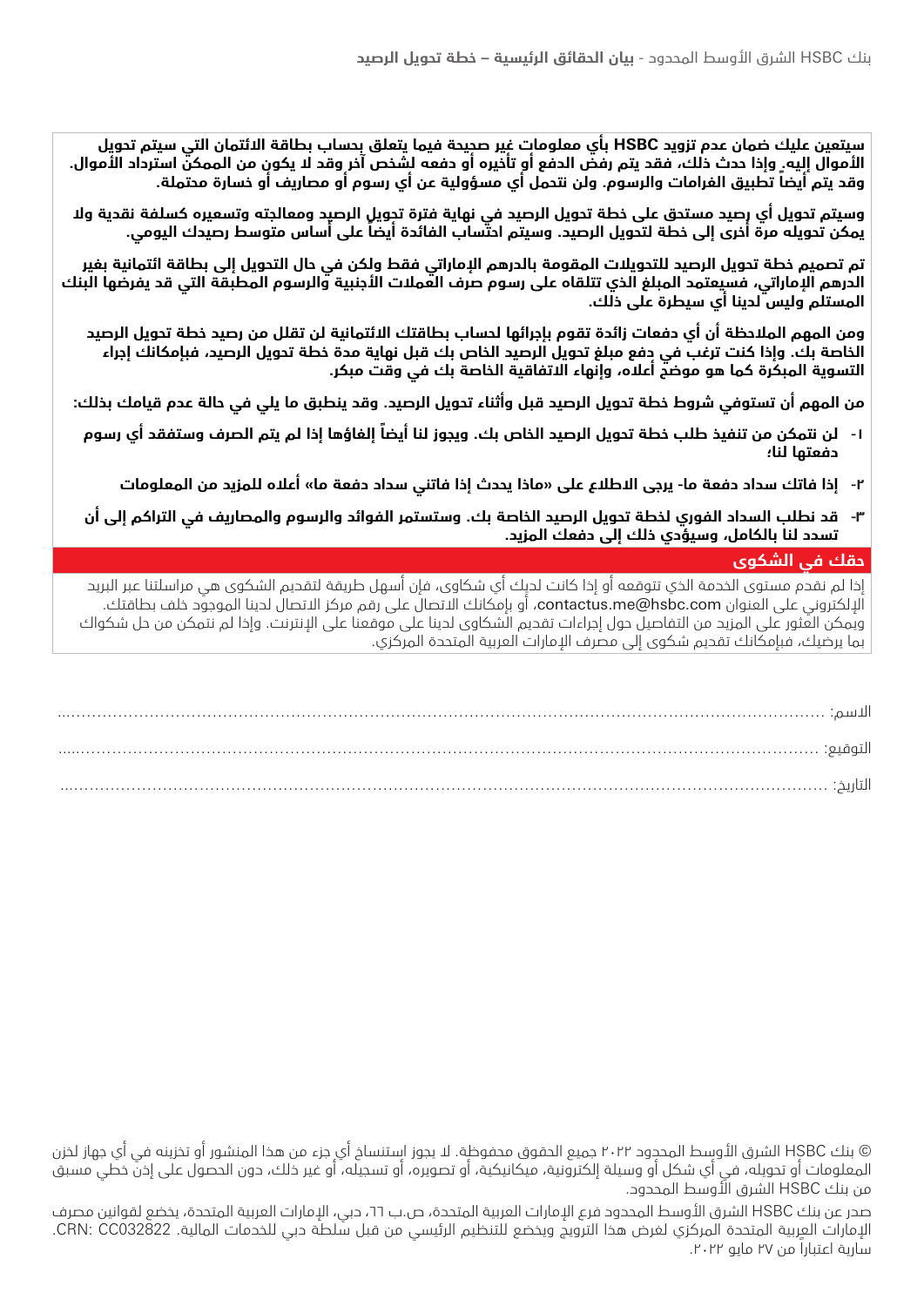**سيتعين عليك ضمان عدم تزويد HSBC بأي معلومات غير صحيحة فيما يتعلق بحساب بطاقة الائتمان التي سيتم تحويل الأموال إليه. وإذا حدث ذلك، فقد يتم رفض الدفع أو تأخيره أو دفعه لشخص آخر وقد لا يكون من الممكن استرداد الأموال. وقد يتم أيضاً تطبيق الغرامات والرسوم. ولن نتحمل أي مسؤولية عن أي رسوم أو مصاريف أو خسارة محتملة.**

**وسيتم تحويل أي رصيد مستحق على خطة تحويل الرصيد في نهاية فترة تحويل الرصيد ومعالجته وتسعيره كسلفة نقدية ولا يمكن تحويله مرة أخرى إلى خطة لتحويل الرصيد. وسيتم احتساب الفائدة أيضاً على أساس متوسط رصيدك اليومي.**

**تم تصميم خطة تحويل الرصيد للتحويلات المقومة بالدرهم الإماراتي فقط ولكن في حال التحويل إلى بطاقة ائتمانية بغير الدرهم الإماراتي، فسيعتمد المبلغ الذي تتلقاه على رسوم صرف العملات الأجنبية والرسوم المطبقة التي قد يفرضها البنك المستلم وليس لدينا أي سيطرة على ذلك.**

**ومن المهم الملاحظة أن أي دفعات زائدة تقوم بإجرائها لحساب بطاقتك الائتمانية لن تقلل من رصيد خطة تحويل الرصيد الخاصة بك. وإذا كنت ترغب في دفع مبلغ تحويل الرصيد الخاص بك قبل نهاية مدة خطة تحويل الرصيد، فبإمكانك إجراء التسوية المبكرة كما هو موضح أعلاه، وإنهاء الاتفاقية الخاصة بك في وقت مبكر.**

**من المهم أن تستوفي شروط خطة تحويل الرصيد قبل وأثناء تحويل الرصيد. وقد ينطبق ما يلي في حالة عدم قيامك بذلك:**

**١- لن نتمكن من تنفيذ طلب خطة تحويل الرصيد الخاص بك. ويجوز لنا أيضاً إلغاؤها إذا لم يتم الصرف وستفقد أي رسوم دفعتها لنا؛**

**٢- إذا فاتك سداد دفعة ما- يرجى الاطلاع على «ماذا يحدث إذا فاتني سداد دفعة ما» أعلاه للمزيد من المعلومات**

**٣- قد نطلب السداد الفوري لخطة تحويل الرصيد الخاصة بك. وستستمر الفوائد والرسوم والمصاريف في التراكم إلى أن تسدد لنا بالكامل، وسيؤدي ذلك إلى دفعك المزيد.**

## حقك في الشكوى

إذا لم نقدم مستوى الخدمة الذي تتوقعه أو إذا كانت لديك أي شكاوى، فإن أسهل طريقة لتقديم الشكوى هي مراسلتنا عبر البريد الإلكتروني على العنوان contactus.me@hsbc.com، أو بإمكانك الاتصال على رقم مركز الاتصال لدينا الموجود خلف بطاقتك. ويمكن العثور على المزيد من التفاصيل حول إجراءات تقديم الشكاوى لدينا على موقعنا على الإنترنت. وإذا لم نتمكن من حل شكواك بما يرضيك، فبإمكانك تقديم شكوى إلى مصرف الإمارات العربية المتحدة المركزي.

الاسم: ...........................................................................................................................................

التوقيع: .........................................................................................................................................

التاريخ: .........................................................................................................................................

© بنك HSBC الشرق الأوسط المحدود ٢٠٢٢ جميع الحقوق محفوظة. لا يجوز استنساخ أي جزء من هذا المنشور أو تخزينه في أي جهاز لخزن المعلومات أو تحويله، في أي شكل أو وسيلة إلكترونية، ميكانيكية، أو تصويره، أو تسجيله، أو غير ذلك، دون الحصول على إذن خطي مسبق من بنك HSBC الشرق الأوسط المحدود.

صدر عن بنك HSBC الشرق الأوسط المحدود فرع الإمارات العربية المتحدة، ص.ب ٦٦، دبي، الإمارات العربية المتحدة، يخضع لقوانين مصرف الإمارات العربية المتحدة المركزي لغرض هذا الترويج ويخضع للتنظيم الرئيسي من قبل سلطة دبي للخدمات المالية. CRN: CC032822. سارية اعتباراً من ٢٧ مايو ٢٠٢٢.